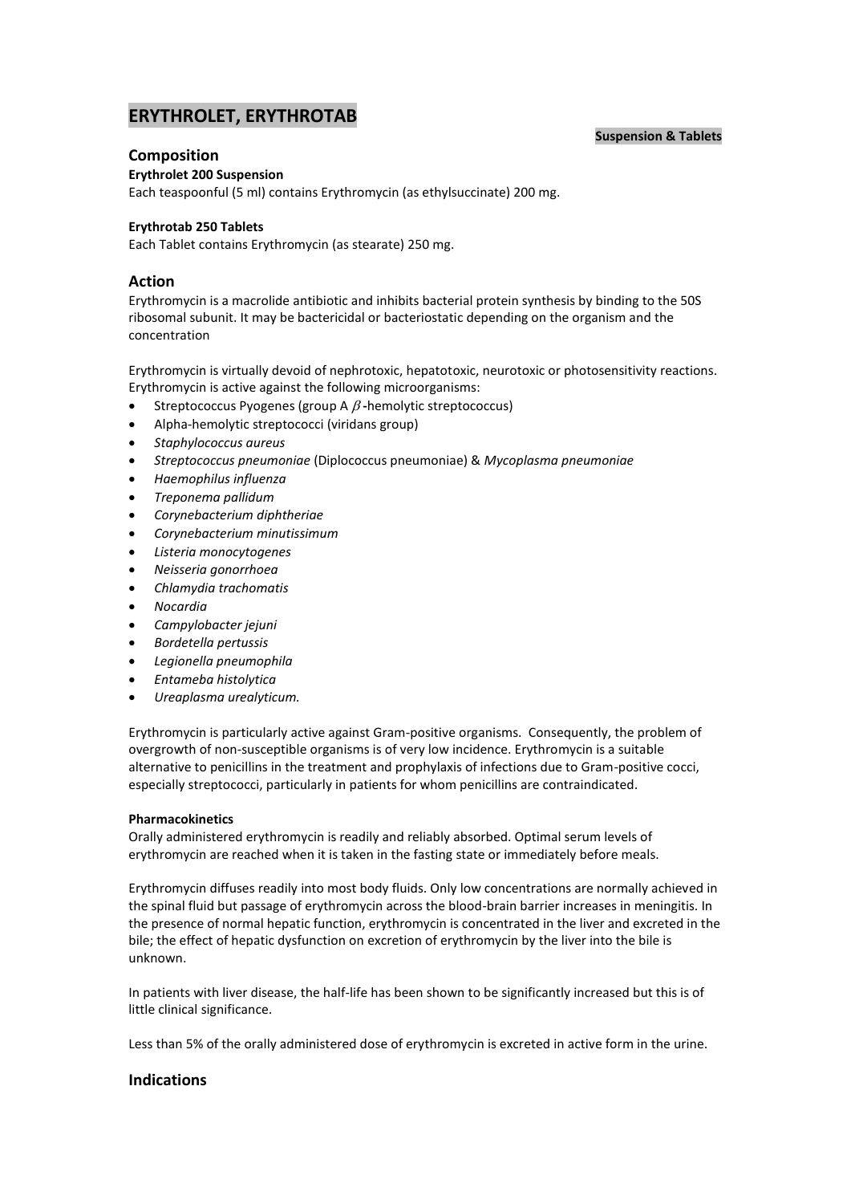# ERYTHROLET, ERYTHROTAB

**Suspension & Tablets**

## Composition

**Erythrolet 200 Suspension**

Each teaspoonful (5 ml) contains Erythromycin (as ethylsuccinate) 200 mg.

**Erythrotab 250 Tablets**

Each Tablet contains Erythromycin (as stearate) 250 mg.

## Action

Erythromycin is a macrolide antibiotic and inhibits bacterial protein synthesis by binding to the 50S ribosomal subunit. It may be bactericidal or bacteriostatic depending on the organism and the concentration

Erythromycin is virtually devoid of nephrotoxic, hepatotoxic, neurotoxic or photosensitivity reactions. Erythromycin is active against the following microorganisms:

- Streptococcus Pyogenes (group A $\beta$-hemolytic streptococcus)
- Alpha-hemolytic streptococci (viridans group)
- *Staphylococcus aureus*
- *Streptococcus pneumoniae* (Diplococcus pneumoniae) & *Mycoplasma pneumoniae*
- *Haemophilus influenza*
- *Treponema pallidum*
- *Corynebacterium diphtheriae*
- *Corynebacterium minutissimum*
- *Listeria monocytogenes*
- *Neisseria gonorrhoea*
- *Chlamydia trachomatis*
- *Nocardia*
- *Campylobacter jejuni*
- *Bordetella pertussis*
- *Legionella pneumophila*
- *Entameba histolytica*
- *Ureaplasma urealyticum.*

Erythromycin is particularly active against Gram-positive organisms. Consequently, the problem of overgrowth of non-susceptible organisms is of very low incidence. Erythromycin is a suitable alternative to penicillins in the treatment and prophylaxis of infections due to Gram-positive cocci, especially streptococci, particularly in patients for whom penicillins are contraindicated.

**Pharmacokinetics**

Orally administered erythromycin is readily and reliably absorbed. Optimal serum levels of erythromycin are reached when it is taken in the fasting state or immediately before meals.

Erythromycin diffuses readily into most body fluids. Only low concentrations are normally achieved in the spinal fluid but passage of erythromycin across the blood-brain barrier increases in meningitis. In the presence of normal hepatic function, erythromycin is concentrated in the liver and excreted in the bile; the effect of hepatic dysfunction on excretion of erythromycin by the liver into the bile is unknown.

In patients with liver disease, the half-life has been shown to be significantly increased but this is of little clinical significance.

Less than 5% of the orally administered dose of erythromycin is excreted in active form in the urine.

## Indications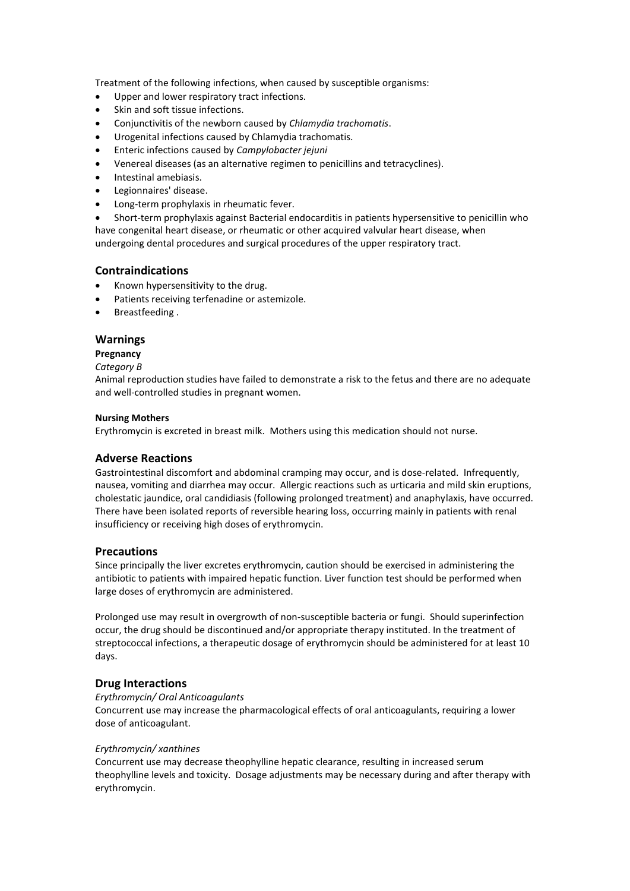Treatment of the following infections, when caused by susceptible organisms:

- Upper and lower respiratory tract infections.
- Skin and soft tissue infections.
- Conjunctivitis of the newborn caused by *Chlamydia trachomatis*.
- Urogenital infections caused by Chlamydia trachomatis.
- Enteric infections caused by *Campylobacter jejuni*
- Venereal diseases (as an alternative regimen to penicillins and tetracyclines).
- Intestinal amebiasis.
- Legionnaires' disease.
- Long-term prophylaxis in rheumatic fever.
- Short-term prophylaxis against Bacterial endocarditis in patients hypersensitive to penicillin who have congenital heart disease, or rheumatic or other acquired valvular heart disease, when undergoing dental procedures and surgical procedures of the upper respiratory tract.

## Contraindications

- Known hypersensitivity to the drug.
- Patients receiving terfenadine or astemizole.
- Breastfeeding .

## Warnings

**Pregnancy**

*Category B*

Animal reproduction studies have failed to demonstrate a risk to the fetus and there are no adequate and well-controlled studies in pregnant women.

**Nursing Mothers**

Erythromycin is excreted in breast milk. Mothers using this medication should not nurse.

## Adverse Reactions

Gastrointestinal discomfort and abdominal cramping may occur, and is dose-related. Infrequently, nausea, vomiting and diarrhea may occur. Allergic reactions such as urticaria and mild skin eruptions, cholestatic jaundice, oral candidiasis (following prolonged treatment) and anaphylaxis, have occurred. There have been isolated reports of reversible hearing loss, occurring mainly in patients with renal insufficiency or receiving high doses of erythromycin.

## Precautions

Since principally the liver excretes erythromycin, caution should be exercised in administering the antibiotic to patients with impaired hepatic function. Liver function test should be performed when large doses of erythromycin are administered.

Prolonged use may result in overgrowth of non-susceptible bacteria or fungi. Should superinfection occur, the drug should be discontinued and/or appropriate therapy instituted. In the treatment of streptococcal infections, a therapeutic dosage of erythromycin should be administered for at least 10 days.

## Drug Interactions

*Erythromycin/ Oral Anticoagulants*

Concurrent use may increase the pharmacological effects of oral anticoagulants, requiring a lower dose of anticoagulant.

*Erythromycin/ xanthines*

Concurrent use may decrease theophylline hepatic clearance, resulting in increased serum theophylline levels and toxicity. Dosage adjustments may be necessary during and after therapy with erythromycin.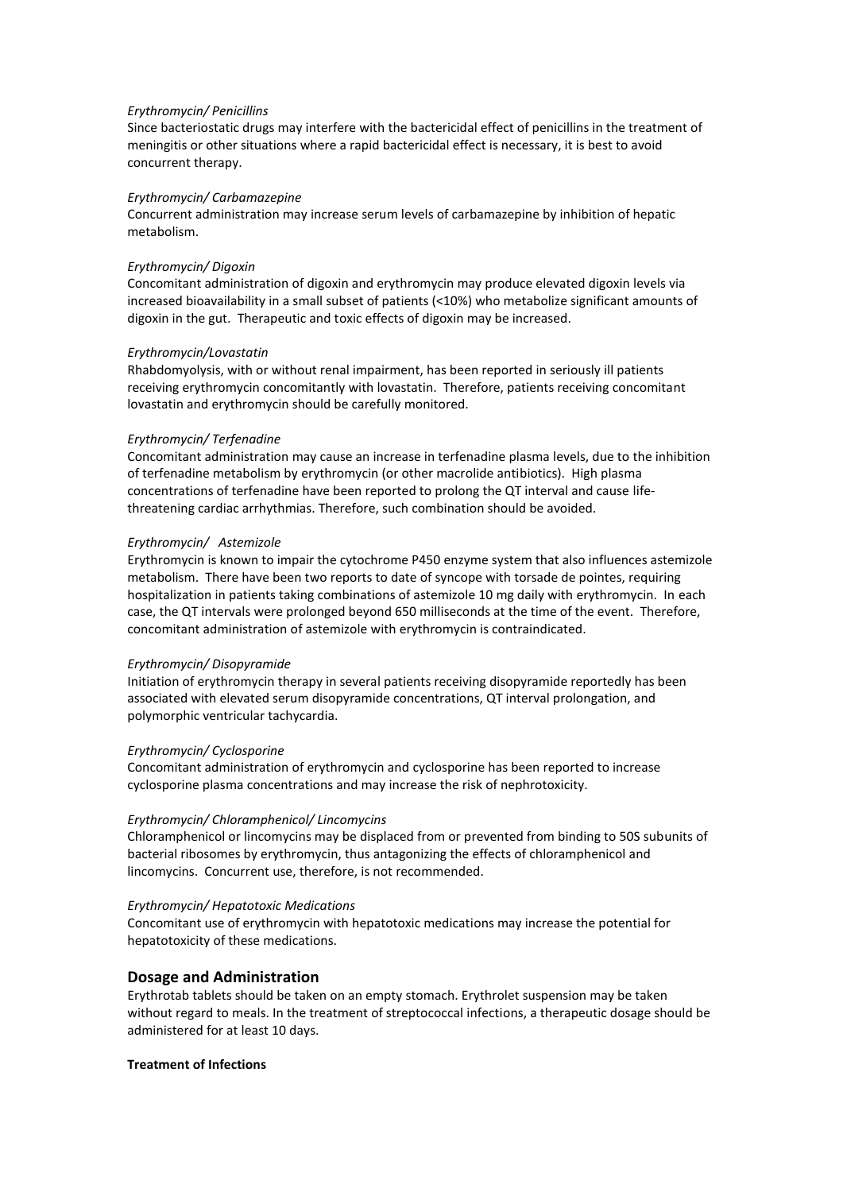*Erythromycin/ Penicillins*

Since bacteriostatic drugs may interfere with the bactericidal effect of penicillins in the treatment of meningitis or other situations where a rapid bactericidal effect is necessary, it is best to avoid concurrent therapy.

*Erythromycin/ Carbamazepine*

Concurrent administration may increase serum levels of carbamazepine by inhibition of hepatic metabolism.

*Erythromycin/ Digoxin*

Concomitant administration of digoxin and erythromycin may produce elevated digoxin levels via increased bioavailability in a small subset of patients (<10%) who metabolize significant amounts of digoxin in the gut. Therapeutic and toxic effects of digoxin may be increased.

*Erythromycin/Lovastatin*

Rhabdomyolysis, with or without renal impairment, has been reported in seriously ill patients receiving erythromycin concomitantly with lovastatin. Therefore, patients receiving concomitant lovastatin and erythromycin should be carefully monitored.

*Erythromycin/ Terfenadine*

Concomitant administration may cause an increase in terfenadine plasma levels, due to the inhibition of terfenadine metabolism by erythromycin (or other macrolide antibiotics). High plasma concentrations of terfenadine have been reported to prolong the QT interval and cause life-threatening cardiac arrhythmias. Therefore, such combination should be avoided.

*Erythromycin/ Astemizole*

Erythromycin is known to impair the cytochrome P450 enzyme system that also influences astemizole metabolism. There have been two reports to date of syncope with torsade de pointes, requiring hospitalization in patients taking combinations of astemizole 10 mg daily with erythromycin. In each case, the QT intervals were prolonged beyond 650 milliseconds at the time of the event. Therefore, concomitant administration of astemizole with erythromycin is contraindicated.

*Erythromycin/ Disopyramide*

Initiation of erythromycin therapy in several patients receiving disopyramide reportedly has been associated with elevated serum disopyramide concentrations, QT interval prolongation, and polymorphic ventricular tachycardia.

*Erythromycin/ Cyclosporine*

Concomitant administration of erythromycin and cyclosporine has been reported to increase cyclosporine plasma concentrations and may increase the risk of nephrotoxicity.

*Erythromycin/ Chloramphenicol/ Lincomycins*

Chloramphenicol or lincomycins may be displaced from or prevented from binding to 50S subunits of bacterial ribosomes by erythromycin, thus antagonizing the effects of chloramphenicol and lincomycins. Concurrent use, therefore, is not recommended.

*Erythromycin/ Hepatotoxic Medications*

Concomitant use of erythromycin with hepatotoxic medications may increase the potential for hepatotoxicity of these medications.

## Dosage and Administration

Erythrotab tablets should be taken on an empty stomach. Erythrolet suspension may be taken without regard to meals. In the treatment of streptococcal infections, a therapeutic dosage should be administered for at least 10 days.

**Treatment of Infections**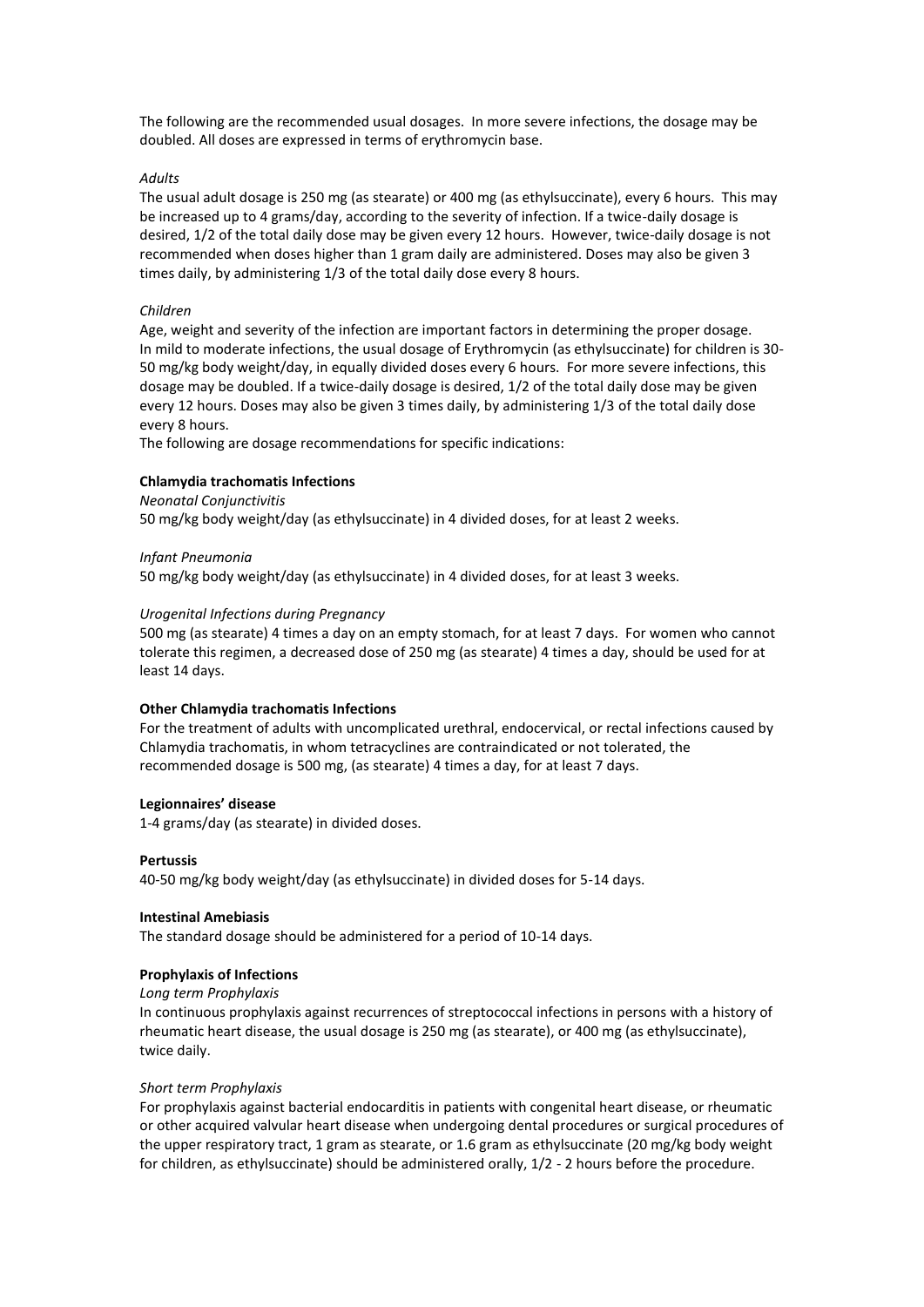The following are the recommended usual dosages. In more severe infections, the dosage may be doubled. All doses are expressed in terms of erythromycin base.

*Adults*

The usual adult dosage is 250 mg (as stearate) or 400 mg (as ethylsuccinate), every 6 hours. This may be increased up to 4 grams/day, according to the severity of infection. If a twice-daily dosage is desired, 1/2 of the total daily dose may be given every 12 hours. However, twice-daily dosage is not recommended when doses higher than 1 gram daily are administered. Doses may also be given 3 times daily, by administering 1/3 of the total daily dose every 8 hours.

*Children*

Age, weight and severity of the infection are important factors in determining the proper dosage. In mild to moderate infections, the usual dosage of Erythromycin (as ethylsuccinate) for children is 30-50 mg/kg body weight/day, in equally divided doses every 6 hours. For more severe infections, this dosage may be doubled. If a twice-daily dosage is desired, 1/2 of the total daily dose may be given every 12 hours. Doses may also be given 3 times daily, by administering 1/3 of the total daily dose every 8 hours.

The following are dosage recommendations for specific indications:

**Chlamydia trachomatis Infections**

*Neonatal Conjunctivitis*

50 mg/kg body weight/day (as ethylsuccinate) in 4 divided doses, for at least 2 weeks.

*Infant Pneumonia*

50 mg/kg body weight/day (as ethylsuccinate) in 4 divided doses, for at least 3 weeks.

*Urogenital Infections during Pregnancy*

500 mg (as stearate) 4 times a day on an empty stomach, for at least 7 days. For women who cannot tolerate this regimen, a decreased dose of 250 mg (as stearate) 4 times a day, should be used for at least 14 days.

**Other Chlamydia trachomatis Infections**

For the treatment of adults with uncomplicated urethral, endocervical, or rectal infections caused by Chlamydia trachomatis, in whom tetracyclines are contraindicated or not tolerated, the recommended dosage is 500 mg, (as stearate) 4 times a day, for at least 7 days.

**Legionnaires' disease**

1-4 grams/day (as stearate) in divided doses.

**Pertussis**

40-50 mg/kg body weight/day (as ethylsuccinate) in divided doses for 5-14 days.

**Intestinal Amebiasis**

The standard dosage should be administered for a period of 10-14 days.

**Prophylaxis of Infections**

*Long term Prophylaxis*

In continuous prophylaxis against recurrences of streptococcal infections in persons with a history of rheumatic heart disease, the usual dosage is 250 mg (as stearate), or 400 mg (as ethylsuccinate), twice daily.

*Short term Prophylaxis*

For prophylaxis against bacterial endocarditis in patients with congenital heart disease, or rheumatic or other acquired valvular heart disease when undergoing dental procedures or surgical procedures of the upper respiratory tract, 1 gram as stearate, or 1.6 gram as ethylsuccinate (20 mg/kg body weight for children, as ethylsuccinate) should be administered orally, 1/2 - 2 hours before the procedure.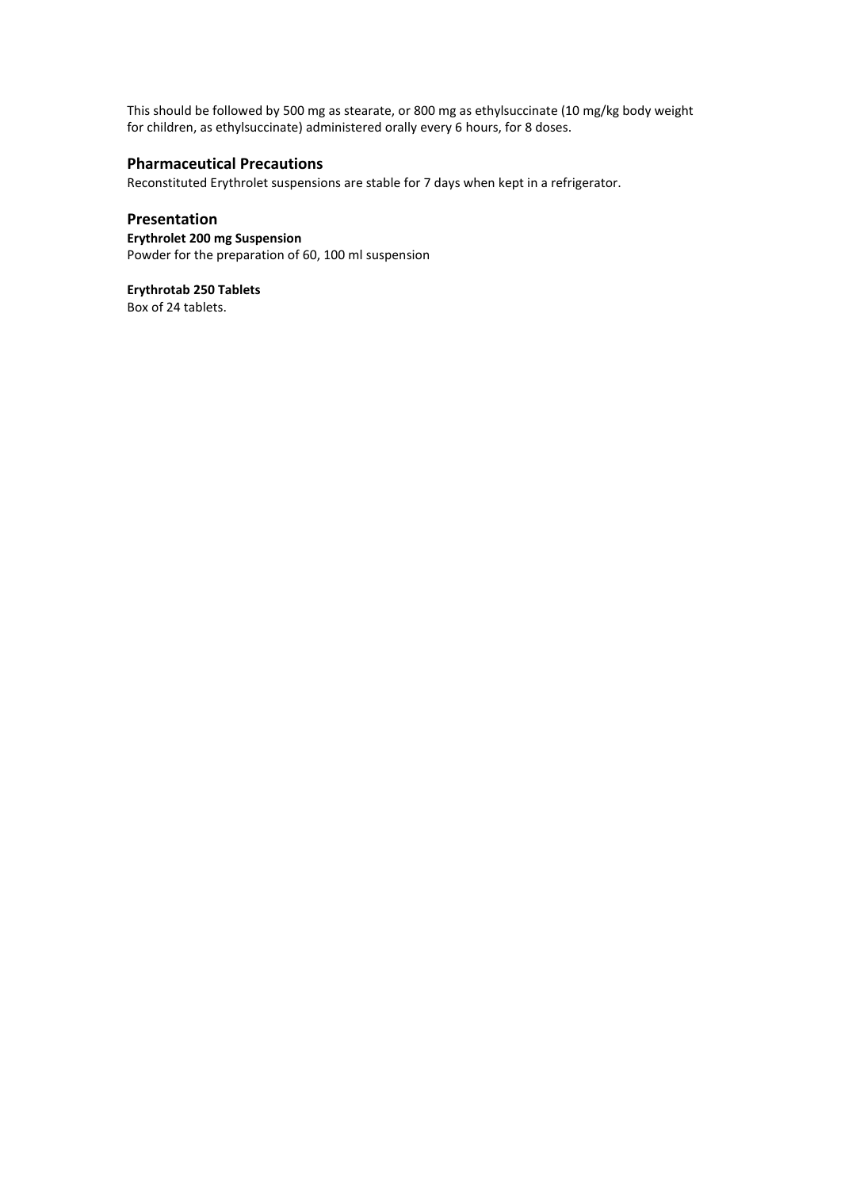This should be followed by 500 mg as stearate, or 800 mg as ethylsuccinate (10 mg/kg body weight for children, as ethylsuccinate) administered orally every 6 hours, for 8 doses.

## Pharmaceutical Precautions

Reconstituted Erythrolet suspensions are stable for 7 days when kept in a refrigerator.

## Presentation

**Erythrolet 200 mg Suspension**

Powder for the preparation of 60, 100 ml suspension

**Erythrotab 250 Tablets**

Box of 24 tablets.